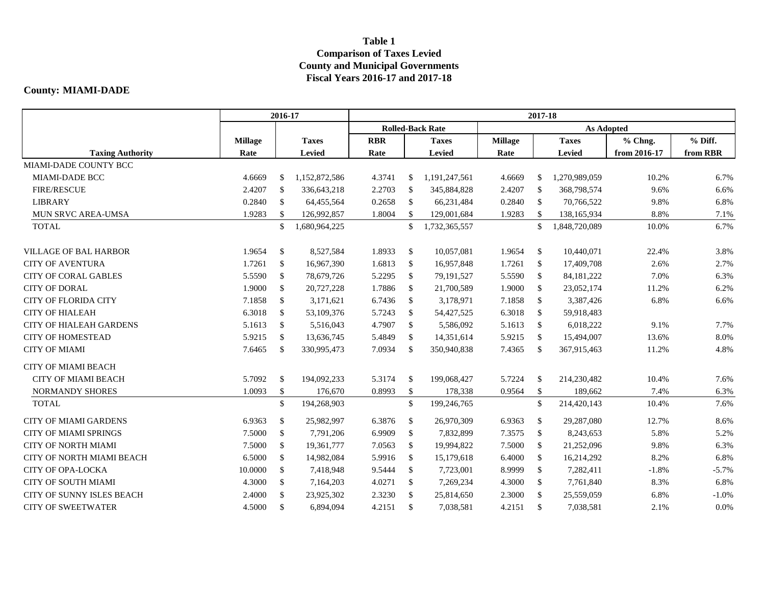**Table 1**
**Comparison of Taxes Levied**
**County and Municipal Governments**
**Fiscal Years 2016-17 and 2017-18**

**County: MIAMI-DADE**

| | 2016-17 | | 2017-18 | | | | | |
|---|---|---|---|---|---|---|---|---|
| | | | Rolled-Back Rate | | As Adopted | | | |
| | Millage | Taxes | RBR | Taxes | Millage | Taxes | % Chng. | % Diff. |
| **Taxing Authority** | **Rate** | **Levied** | **Rate** | **Levied** | **Rate** | **Levied** | **from 2016-17** | **from RBR** |
| MIAMI-DADE COUNTY BCC | | | | | | | | |
| MIAMI-DADE BCC | 4.6669 | $ 1,152,872,586 | 4.3741 | $ 1,191,247,561 | 4.6669 | $ 1,270,989,059 | 10.2% | 6.7% |
| FIRE/RESCUE | 2.4207 | $ 336,643,218 | 2.2703 | $ 345,884,828 | 2.4207 | $ 368,798,574 | 9.6% | 6.6% |
| LIBRARY | 0.2840 | $ 64,455,564 | 0.2658 | $ 66,231,484 | 0.2840 | $ 70,766,522 | 9.8% | 6.8% |
| MUN SRVC AREA-UMSA | 1.9283 | $ 126,992,857 | 1.8004 | $ 129,001,684 | 1.9283 | $ 138,165,934 | 8.8% | 7.1% |
| TOTAL | | $ 1,680,964,225 | | $ 1,732,365,557 | | $ 1,848,720,089 | 10.0% | 6.7% |
| VILLAGE OF BAL HARBOR | 1.9654 | $ 8,527,584 | 1.8933 | $ 10,057,081 | 1.9654 | $ 10,440,071 | 22.4% | 3.8% |
| CITY OF AVENTURA | 1.7261 | $ 16,967,390 | 1.6813 | $ 16,957,848 | 1.7261 | $ 17,409,708 | 2.6% | 2.7% |
| CITY OF CORAL GABLES | 5.5590 | $ 78,679,726 | 5.2295 | $ 79,191,527 | 5.5590 | $ 84,181,222 | 7.0% | 6.3% |
| CITY OF DORAL | 1.9000 | $ 20,727,228 | 1.7886 | $ 21,700,589 | 1.9000 | $ 23,052,174 | 11.2% | 6.2% |
| CITY OF FLORIDA CITY | 7.1858 | $ 3,171,621 | 6.7436 | $ 3,178,971 | 7.1858 | $ 3,387,426 | 6.8% | 6.6% |
| CITY OF HIALEAH | 6.3018 | $ 53,109,376 | 5.7243 | $ 54,427,525 | 6.3018 | $ 59,918,483 | | |
| CITY OF HIALEAH GARDENS | 5.1613 | $ 5,516,043 | 4.7907 | $ 5,586,092 | 5.1613 | $ 6,018,222 | 9.1% | 7.7% |
| CITY OF HOMESTEAD | 5.9215 | $ 13,636,745 | 5.4849 | $ 14,351,614 | 5.9215 | $ 15,494,007 | 13.6% | 8.0% |
| CITY OF MIAMI | 7.6465 | $ 330,995,473 | 7.0934 | $ 350,940,838 | 7.4365 | $ 367,915,463 | 11.2% | 4.8% |
| CITY OF MIAMI BEACH | | | | | | | | |
| CITY OF MIAMI BEACH | 5.7092 | $ 194,092,233 | 5.3174 | $ 199,068,427 | 5.7224 | $ 214,230,482 | 10.4% | 7.6% |
| NORMANDY SHORES | 1.0093 | $ 176,670 | 0.8993 | $ 178,338 | 0.9564 | $ 189,662 | 7.4% | 6.3% |
| TOTAL | | $ 194,268,903 | | $ 199,246,765 | | $ 214,420,143 | 10.4% | 7.6% |
| CITY OF MIAMI GARDENS | 6.9363 | $ 25,982,997 | 6.3876 | $ 26,970,309 | 6.9363 | $ 29,287,080 | 12.7% | 8.6% |
| CITY OF MIAMI SPRINGS | 7.5000 | $ 7,791,206 | 6.9909 | $ 7,832,899 | 7.3575 | $ 8,243,653 | 5.8% | 5.2% |
| CITY OF NORTH MIAMI | 7.5000 | $ 19,361,777 | 7.0563 | $ 19,994,822 | 7.5000 | $ 21,252,096 | 9.8% | 6.3% |
| CITY OF NORTH MIAMI BEACH | 6.5000 | $ 14,982,084 | 5.9916 | $ 15,179,618 | 6.4000 | $ 16,214,292 | 8.2% | 6.8% |
| CITY OF OPA-LOCKA | 10.0000 | $ 7,418,948 | 9.5444 | $ 7,723,001 | 8.9999 | $ 7,282,411 | -1.8% | -5.7% |
| CITY OF SOUTH MIAMI | 4.3000 | $ 7,164,203 | 4.0271 | $ 7,269,234 | 4.3000 | $ 7,761,840 | 8.3% | 6.8% |
| CITY OF SUNNY ISLES BEACH | 2.4000 | $ 23,925,302 | 2.3230 | $ 25,814,650 | 2.3000 | $ 25,559,059 | 6.8% | -1.0% |
| CITY OF SWEETWATER | 4.5000 | $ 6,894,094 | 4.2151 | $ 7,038,581 | 4.2151 | $ 7,038,581 | 2.1% | 0.0% |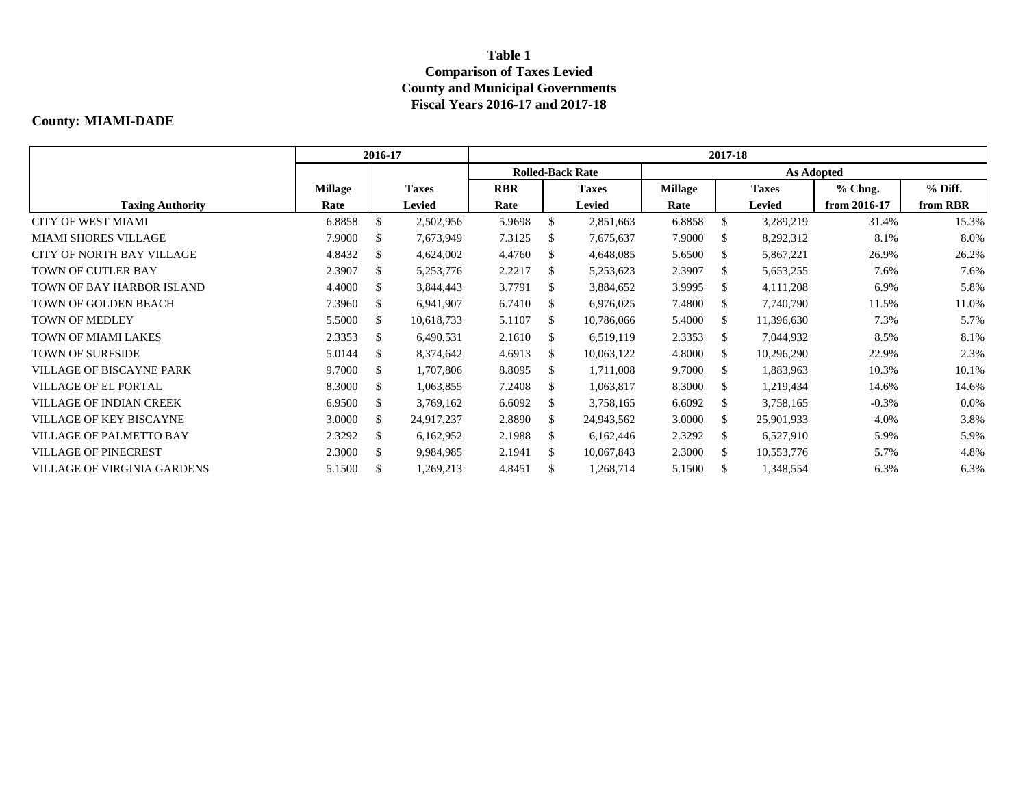**Table 1**
**Comparison of Taxes Levied**
**County and Municipal Governments**
**Fiscal Years 2016-17 and 2017-18**

**County: MIAMI-DADE**

| | 2016-17 | | 2017-18 | | | | | |
|---|---|---|---|---|---|---|---|---|
| | | | Rolled-Back Rate | | As Adopted | | | |
| Taxing Authority | Millage Rate | Taxes Levied | RBR Rate | Taxes Levied | Millage Rate | Taxes Levied | % Chng. from 2016-17 | % Diff. from RBR |
| CITY OF WEST MIAMI | 6.8858 | $ 2,502,956 | 5.9698 | $ 2,851,663 | 6.8858 | $ 3,289,219 | 31.4% | 15.3% |
| MIAMI SHORES VILLAGE | 7.9000 | $ 7,673,949 | 7.3125 | $ 7,675,637 | 7.9000 | $ 8,292,312 | 8.1% | 8.0% |
| CITY OF NORTH BAY VILLAGE | 4.8432 | $ 4,624,002 | 4.4760 | $ 4,648,085 | 5.6500 | $ 5,867,221 | 26.9% | 26.2% |
| TOWN OF CUTLER BAY | 2.3907 | $ 5,253,776 | 2.2217 | $ 5,253,623 | 2.3907 | $ 5,653,255 | 7.6% | 7.6% |
| TOWN OF BAY HARBOR ISLAND | 4.4000 | $ 3,844,443 | 3.7791 | $ 3,884,652 | 3.9995 | $ 4,111,208 | 6.9% | 5.8% |
| TOWN OF GOLDEN BEACH | 7.3960 | $ 6,941,907 | 6.7410 | $ 6,976,025 | 7.4800 | $ 7,740,790 | 11.5% | 11.0% |
| TOWN OF MEDLEY | 5.5000 | $ 10,618,733 | 5.1107 | $ 10,786,066 | 5.4000 | $ 11,396,630 | 7.3% | 5.7% |
| TOWN OF MIAMI LAKES | 2.3353 | $ 6,490,531 | 2.1610 | $ 6,519,119 | 2.3353 | $ 7,044,932 | 8.5% | 8.1% |
| TOWN OF SURFSIDE | 5.0144 | $ 8,374,642 | 4.6913 | $ 10,063,122 | 4.8000 | $ 10,296,290 | 22.9% | 2.3% |
| VILLAGE OF BISCAYNE PARK | 9.7000 | $ 1,707,806 | 8.8095 | $ 1,711,008 | 9.7000 | $ 1,883,963 | 10.3% | 10.1% |
| VILLAGE OF EL PORTAL | 8.3000 | $ 1,063,855 | 7.2408 | $ 1,063,817 | 8.3000 | $ 1,219,434 | 14.6% | 14.6% |
| VILLAGE OF INDIAN CREEK | 6.9500 | $ 3,769,162 | 6.6092 | $ 3,758,165 | 6.6092 | $ 3,758,165 | -0.3% | 0.0% |
| VILLAGE OF KEY BISCAYNE | 3.0000 | $ 24,917,237 | 2.8890 | $ 24,943,562 | 3.0000 | $ 25,901,933 | 4.0% | 3.8% |
| VILLAGE OF PALMETTO BAY | 2.3292 | $ 6,162,952 | 2.1988 | $ 6,162,446 | 2.3292 | $ 6,527,910 | 5.9% | 5.9% |
| VILLAGE OF PINECREST | 2.3000 | $ 9,984,985 | 2.1941 | $ 10,067,843 | 2.3000 | $ 10,553,776 | 5.7% | 4.8% |
| VILLAGE OF VIRGINIA GARDENS | 5.1500 | $ 1,269,213 | 4.8451 | $ 1,268,714 | 5.1500 | $ 1,348,554 | 6.3% | 6.3% |